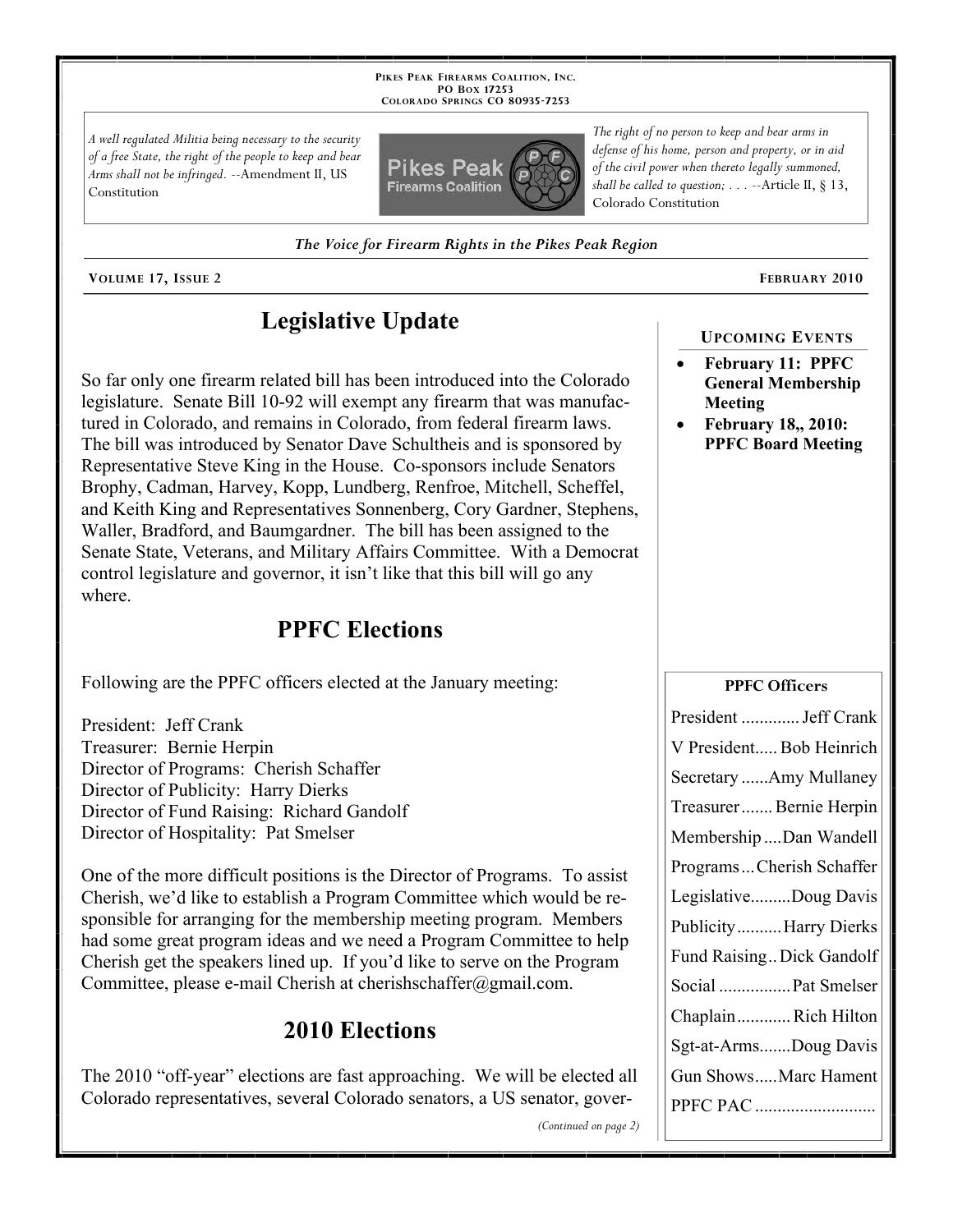PIKES PEAK FIREARMS COALITION, INC.
PO BOX 17253
COLORADO SPRINGS CO 80935-7253

*A well regulated Militia being necessary to the security of a free State, the right of the people to keep and bear Arms shall not be infringed.* --Amendment II, US Constitution

*The right of no person to keep and bear arms in defense of his home, person and property, or in aid of the civil power when thereto legally summoned, shall be called to question; . . .* --Article II, § 13, Colorado Constitution

***The Voice for Firearm Rights in the Pikes Peak Region***

VOLUME 17, ISSUE 2 — FEBRUARY 2010

# Legislative Update

So far only one firearm related bill has been introduced into the Colorado legislature. Senate Bill 10-92 will exempt any firearm that was manufactured in Colorado, and remains in Colorado, from federal firearm laws. The bill was introduced by Senator Dave Schultheis and is sponsored by Representative Steve King in the House. Co-sponsors include Senators Brophy, Cadman, Harvey, Kopp, Lundberg, Renfroe, Mitchell, Scheffel, and Keith King and Representatives Sonnenberg, Cory Gardner, Stephens, Waller, Bradford, and Baumgardner. The bill has been assigned to the Senate State, Veterans, and Military Affairs Committee. With a Democrat control legislature and governor, it isn't like that this bill will go any where.

# PPFC Elections

Following are the PPFC officers elected at the January meeting:

President: Jeff Crank
Treasurer: Bernie Herpin
Director of Programs: Cherish Schaffer
Director of Publicity: Harry Dierks
Director of Fund Raising: Richard Gandolf
Director of Hospitality: Pat Smelser

One of the more difficult positions is the Director of Programs. To assist Cherish, we'd like to establish a Program Committee which would be responsible for arranging for the membership meeting program. Members had some great program ideas and we need a Program Committee to help Cherish get the speakers lined up. If you'd like to serve on the Program Committee, please e-mail Cherish at cherishschaffer@gmail.com.

# 2010 Elections

The 2010 "off-year" elections are fast approaching. We will be elected all Colorado representatives, several Colorado senators, a US senator, gover-

*(Continued on page 2)*

### UPCOMING EVENTS

- **February 11: PPFC General Membership Meeting**
- **February 18,, 2010: PPFC Board Meeting**

### PPFC Officers

President ............. Jeff Crank
V President..... Bob Heinrich
Secretary ......Amy Mullaney
Treasurer ....... Bernie Herpin
Membership ....Dan Wandell
Programs ... Cherish Schaffer
Legislative.........Doug Davis
Publicity..........Harry Dierks
Fund Raising.. Dick Gandolf
Social ................Pat Smelser
Chaplain ............Rich Hilton
Sgt-at-Arms.......Doug Davis
Gun Shows.....Marc Hament
PPFC PAC ...........................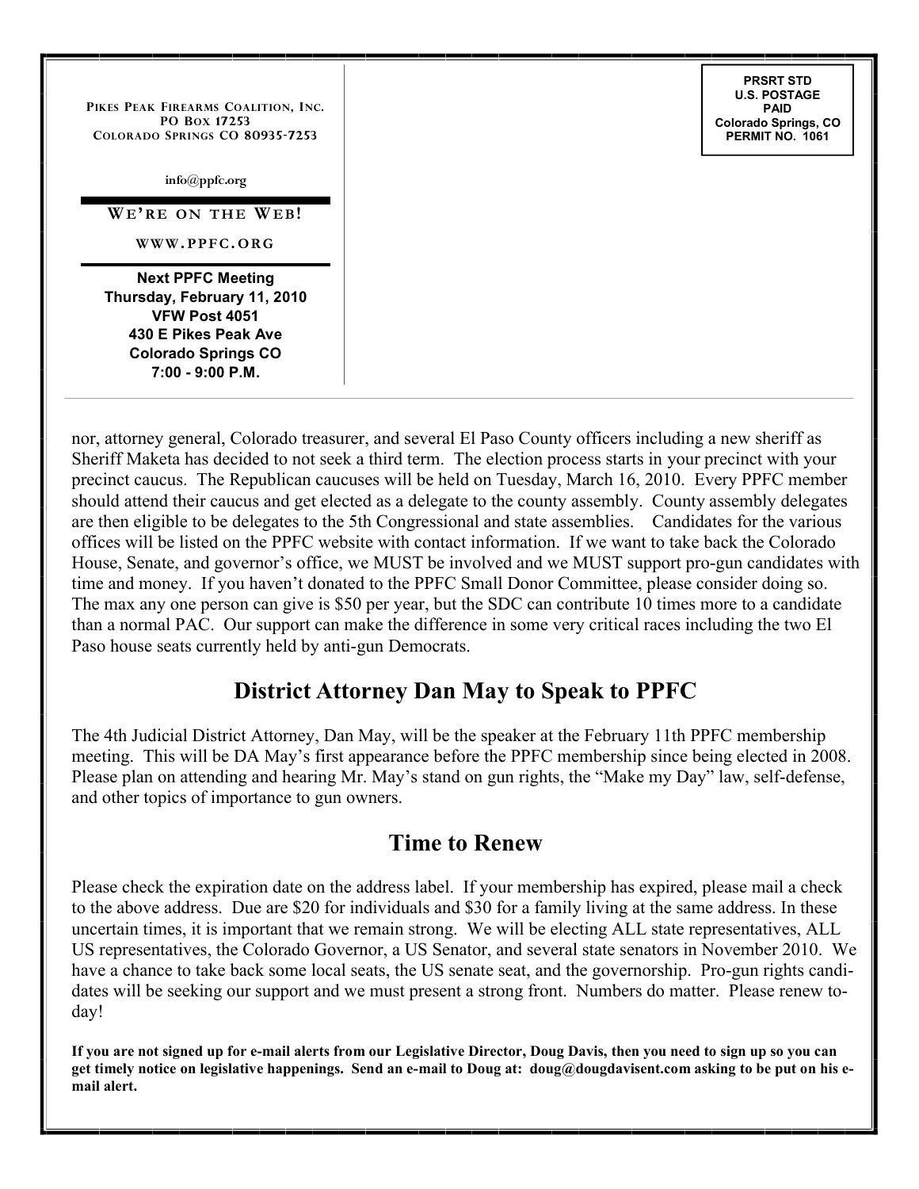PIKES PEAK FIREARMS COALITION, INC.
PO BOX 17253
COLORADO SPRINGS CO 80935-7253

info@ppfc.org

**WE'RE ON THE WEB!**

**WWW.PPFC.ORG**

**Next PPFC Meeting**
**Thursday, February 11, 2010**
**VFW Post 4051**
**430 E Pikes Peak Ave**
**Colorado Springs CO**
**7:00 - 9:00 P.M.**

PRSRT STD
U.S. POSTAGE
PAID
Colorado Springs, CO
PERMIT NO. 1061

nor, attorney general, Colorado treasurer, and several El Paso County officers including a new sheriff as Sheriff Maketa has decided to not seek a third term. The election process starts in your precinct with your precinct caucus. The Republican caucuses will be held on Tuesday, March 16, 2010. Every PPFC member should attend their caucus and get elected as a delegate to the county assembly. County assembly delegates are then eligible to be delegates to the 5th Congressional and state assemblies. Candidates for the various offices will be listed on the PPFC website with contact information. If we want to take back the Colorado House, Senate, and governor's office, we MUST be involved and we MUST support pro-gun candidates with time and money. If you haven't donated to the PPFC Small Donor Committee, please consider doing so. The max any one person can give is $50 per year, but the SDC can contribute 10 times more to a candidate than a normal PAC. Our support can make the difference in some very critical races including the two El Paso house seats currently held by anti-gun Democrats.

## District Attorney Dan May to Speak to PPFC

The 4th Judicial District Attorney, Dan May, will be the speaker at the February 11th PPFC membership meeting. This will be DA May's first appearance before the PPFC membership since being elected in 2008. Please plan on attending and hearing Mr. May's stand on gun rights, the "Make my Day" law, self-defense, and other topics of importance to gun owners.

## Time to Renew

Please check the expiration date on the address label. If your membership has expired, please mail a check to the above address. Due are $20 for individuals and $30 for a family living at the same address. In these uncertain times, it is important that we remain strong. We will be electing ALL state representatives, ALL US representatives, the Colorado Governor, a US Senator, and several state senators in November 2010. We have a chance to take back some local seats, the US senate seat, and the governorship. Pro-gun rights candidates will be seeking our support and we must present a strong front. Numbers do matter. Please renew today!

**If you are not signed up for e-mail alerts from our Legislative Director, Doug Davis, then you need to sign up so you can get timely notice on legislative happenings. Send an e-mail to Doug at: doug@dougdavisent.com asking to be put on his e-mail alert.**